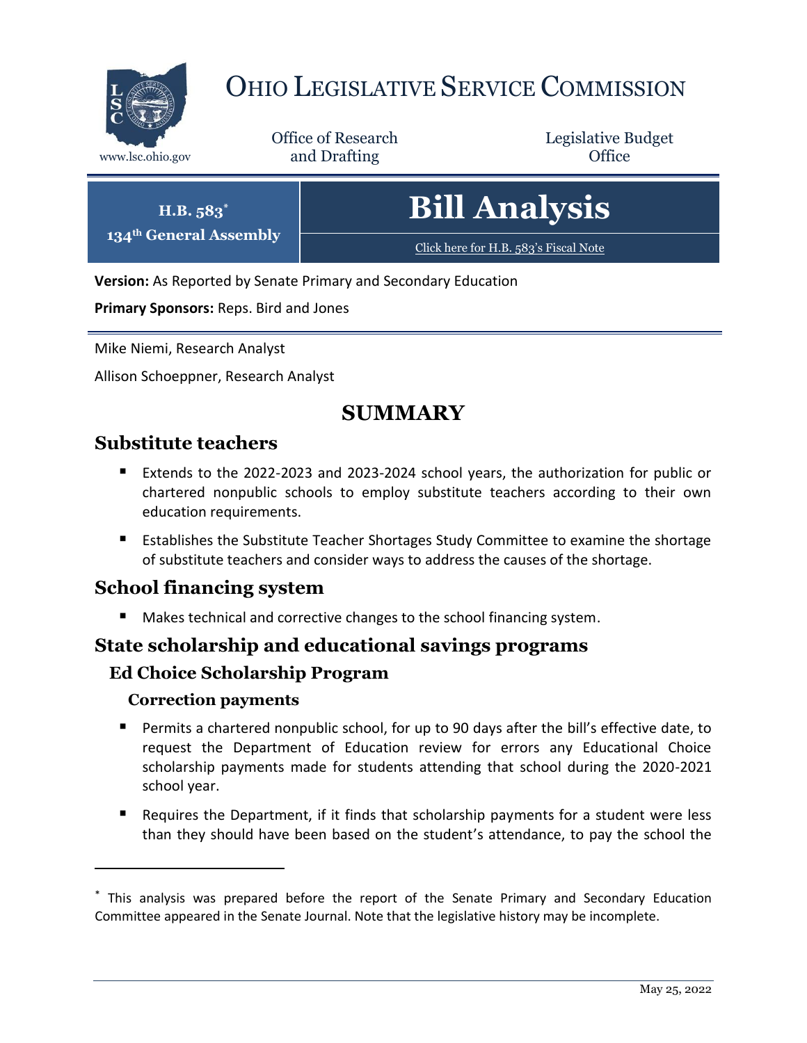# OHIO LEGISLATIVE SERVICE COMMISSION

www.lsc.ohio.gov

Office of Research and Drafting

Legislative Budget Office

**H.B. 583***
**134th General Assembly**

# Bill Analysis

Click here for H.B. 583's Fiscal Note

**Version:** As Reported by Senate Primary and Secondary Education

**Primary Sponsors:** Reps. Bird and Jones

Mike Niemi, Research Analyst

Allison Schoeppner, Research Analyst

# SUMMARY

## Substitute teachers

- Extends to the 2022-2023 and 2023-2024 school years, the authorization for public or chartered nonpublic schools to employ substitute teachers according to their own education requirements.
- Establishes the Substitute Teacher Shortages Study Committee to examine the shortage of substitute teachers and consider ways to address the causes of the shortage.

## School financing system

- Makes technical and corrective changes to the school financing system.

## State scholarship and educational savings programs

### Ed Choice Scholarship Program

#### Correction payments

- Permits a chartered nonpublic school, for up to 90 days after the bill's effective date, to request the Department of Education review for errors any Educational Choice scholarship payments made for students attending that school during the 2020-2021 school year.
- Requires the Department, if it finds that scholarship payments for a student were less than they should have been based on the student's attendance, to pay the school the

* This analysis was prepared before the report of the Senate Primary and Secondary Education Committee appeared in the Senate Journal. Note that the legislative history may be incomplete.

May 25, 2022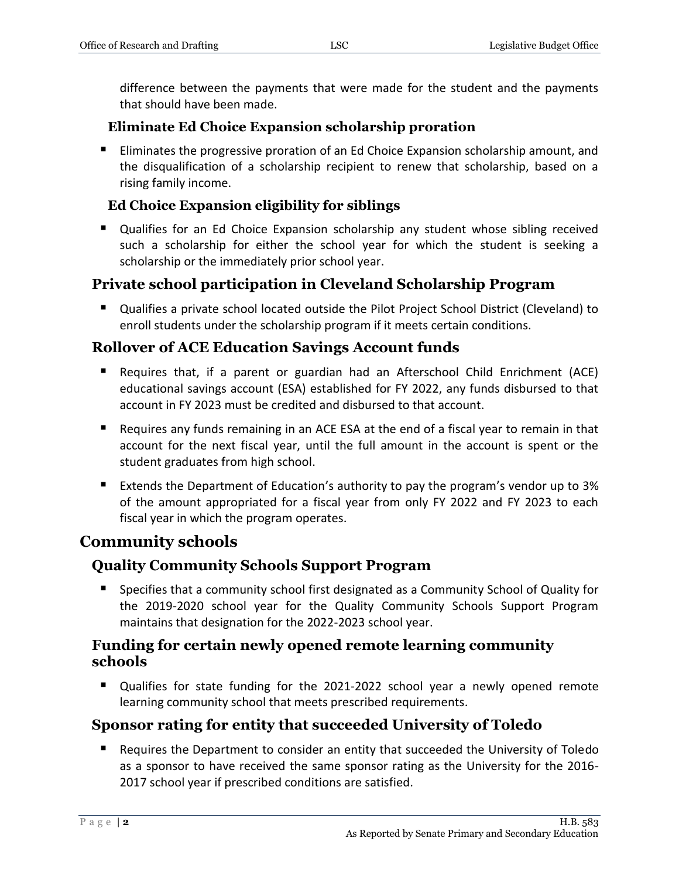difference between the payments that were made for the student and the payments that should have been made.

#### Eliminate Ed Choice Expansion scholarship proration

- Eliminates the progressive proration of an Ed Choice Expansion scholarship amount, and the disqualification of a scholarship recipient to renew that scholarship, based on a rising family income.

#### Ed Choice Expansion eligibility for siblings

- Qualifies for an Ed Choice Expansion scholarship any student whose sibling received such a scholarship for either the school year for which the student is seeking a scholarship or the immediately prior school year.

### Private school participation in Cleveland Scholarship Program

- Qualifies a private school located outside the Pilot Project School District (Cleveland) to enroll students under the scholarship program if it meets certain conditions.

### Rollover of ACE Education Savings Account funds

- Requires that, if a parent or guardian had an Afterschool Child Enrichment (ACE) educational savings account (ESA) established for FY 2022, any funds disbursed to that account in FY 2023 must be credited and disbursed to that account.
- Requires any funds remaining in an ACE ESA at the end of a fiscal year to remain in that account for the next fiscal year, until the full amount in the account is spent or the student graduates from high school.
- Extends the Department of Education's authority to pay the program's vendor up to 3% of the amount appropriated for a fiscal year from only FY 2022 and FY 2023 to each fiscal year in which the program operates.

## Community schools

### Quality Community Schools Support Program

- Specifies that a community school first designated as a Community School of Quality for the 2019-2020 school year for the Quality Community Schools Support Program maintains that designation for the 2022-2023 school year.

### Funding for certain newly opened remote learning community schools

- Qualifies for state funding for the 2021-2022 school year a newly opened remote learning community school that meets prescribed requirements.

### Sponsor rating for entity that succeeded University of Toledo

- Requires the Department to consider an entity that succeeded the University of Toledo as a sponsor to have received the same sponsor rating as the University for the 2016-2017 school year if prescribed conditions are satisfied.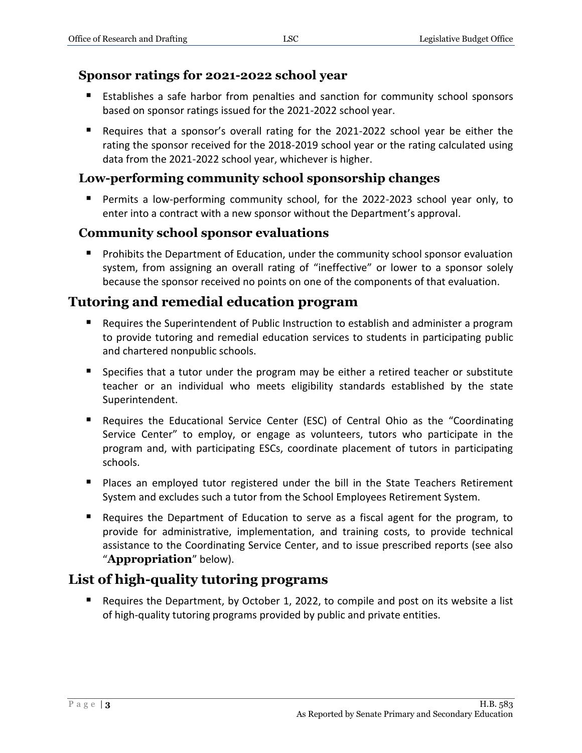### Sponsor ratings for 2021-2022 school year

- Establishes a safe harbor from penalties and sanction for community school sponsors based on sponsor ratings issued for the 2021-2022 school year.
- Requires that a sponsor's overall rating for the 2021-2022 school year be either the rating the sponsor received for the 2018-2019 school year or the rating calculated using data from the 2021-2022 school year, whichever is higher.

### Low-performing community school sponsorship changes

- Permits a low-performing community school, for the 2022-2023 school year only, to enter into a contract with a new sponsor without the Department's approval.

### Community school sponsor evaluations

- Prohibits the Department of Education, under the community school sponsor evaluation system, from assigning an overall rating of "ineffective" or lower to a sponsor solely because the sponsor received no points on one of the components of that evaluation.

## Tutoring and remedial education program

- Requires the Superintendent of Public Instruction to establish and administer a program to provide tutoring and remedial education services to students in participating public and chartered nonpublic schools.
- Specifies that a tutor under the program may be either a retired teacher or substitute teacher or an individual who meets eligibility standards established by the state Superintendent.
- Requires the Educational Service Center (ESC) of Central Ohio as the "Coordinating Service Center" to employ, or engage as volunteers, tutors who participate in the program and, with participating ESCs, coordinate placement of tutors in participating schools.
- Places an employed tutor registered under the bill in the State Teachers Retirement System and excludes such a tutor from the School Employees Retirement System.
- Requires the Department of Education to serve as a fiscal agent for the program, to provide for administrative, implementation, and training costs, to provide technical assistance to the Coordinating Service Center, and to issue prescribed reports (see also "**Appropriation**" below).

## List of high-quality tutoring programs

- Requires the Department, by October 1, 2022, to compile and post on its website a list of high-quality tutoring programs provided by public and private entities.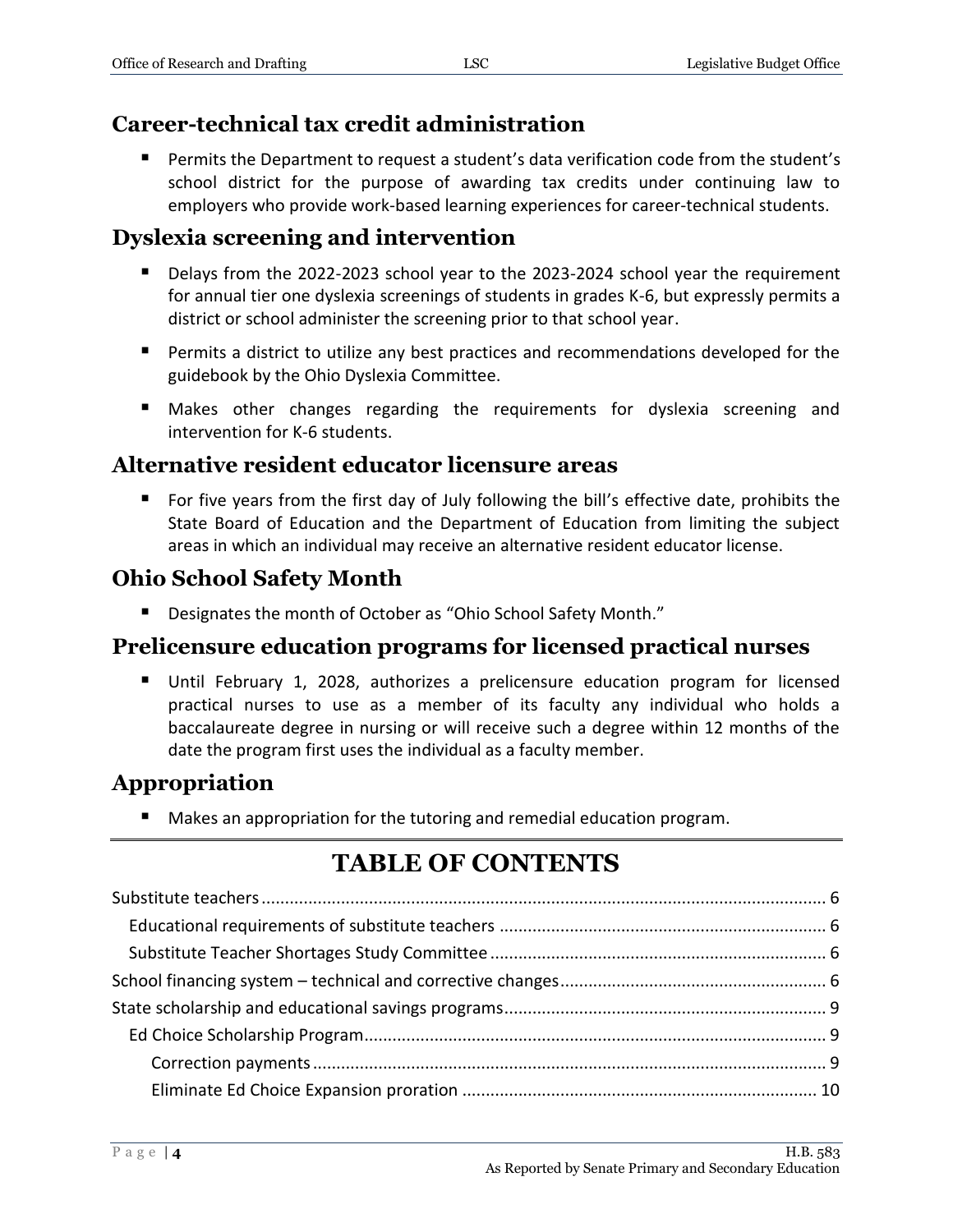## Career-technical tax credit administration

- Permits the Department to request a student's data verification code from the student's school district for the purpose of awarding tax credits under continuing law to employers who provide work-based learning experiences for career-technical students.

## Dyslexia screening and intervention

- Delays from the 2022-2023 school year to the 2023-2024 school year the requirement for annual tier one dyslexia screenings of students in grades K-6, but expressly permits a district or school administer the screening prior to that school year.
- Permits a district to utilize any best practices and recommendations developed for the guidebook by the Ohio Dyslexia Committee.
- Makes other changes regarding the requirements for dyslexia screening and intervention for K-6 students.

## Alternative resident educator licensure areas

- For five years from the first day of July following the bill's effective date, prohibits the State Board of Education and the Department of Education from limiting the subject areas in which an individual may receive an alternative resident educator license.

## Ohio School Safety Month

- Designates the month of October as "Ohio School Safety Month."

## Prelicensure education programs for licensed practical nurses

- Until February 1, 2028, authorizes a prelicensure education program for licensed practical nurses to use as a member of its faculty any individual who holds a baccalaureate degree in nursing or will receive such a degree within 12 months of the date the program first uses the individual as a faculty member.

## Appropriation

- Makes an appropriation for the tutoring and remedial education program.

---

# TABLE OF CONTENTS

Substitute teachers ........................................................................................................ 6
- Educational requirements of substitute teachers ...................................................................... 6
- Substitute Teacher Shortages Study Committee ........................................................................ 6

School financing system – technical and corrective changes ......................................................... 6

State scholarship and educational savings programs ..................................................................... 9
- Ed Choice Scholarship Program ........................................................................................... 9
  - Correction payments ..................................................................................................... 9
  - Eliminate Ed Choice Expansion proration ........................................................................... 10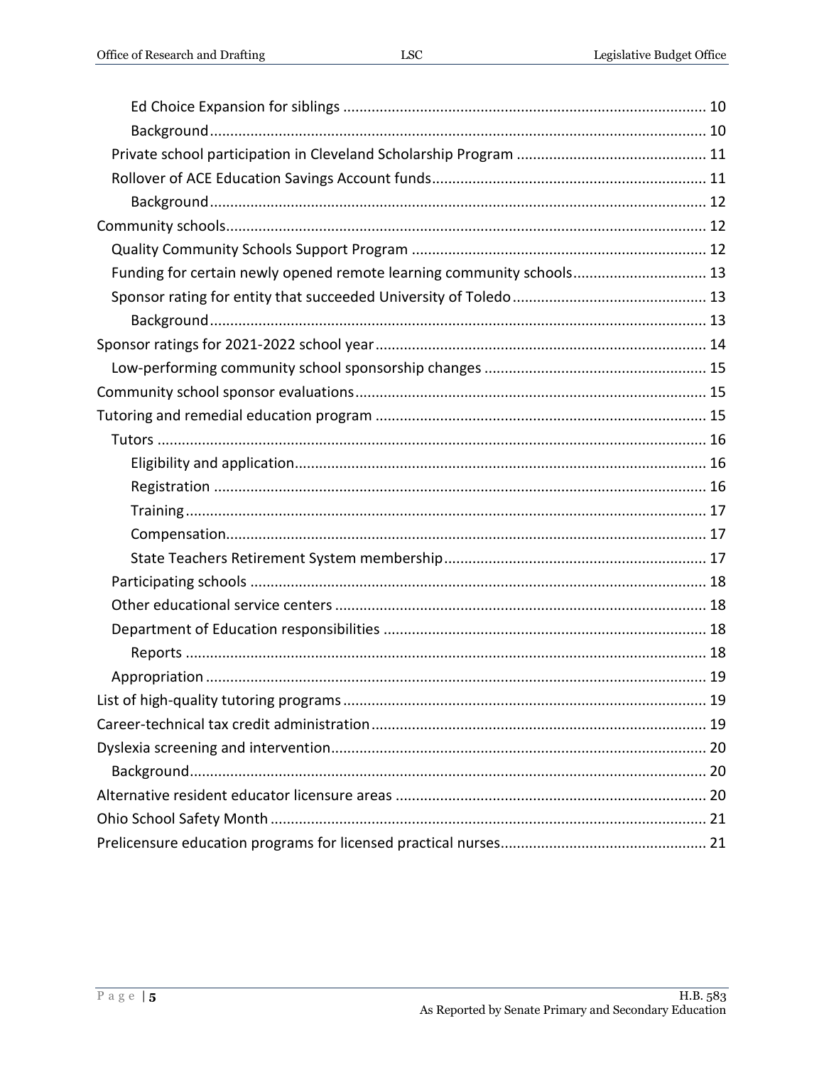- Ed Choice Expansion for siblings ........................................................................................ 10
  - Background ........................................................................................................................ 10
- Private school participation in Cleveland Scholarship Program ............................................. 11
- Rollover of ACE Education Savings Account funds ................................................................... 11
  - Background ........................................................................................................................ 12

Community schools ...................................................................................................................... 12

- Quality Community Schools Support Program ........................................................................ 12
- Funding for certain newly opened remote learning community schools ................................ 13
- Sponsor rating for entity that succeeded University of Toledo ............................................... 13
  - Background ........................................................................................................................ 13

Sponsor ratings for 2021-2022 school year ................................................................................. 14

- Low-performing community school sponsorship changes ...................................................... 15

Community school sponsor evaluations ...................................................................................... 15

Tutoring and remedial education program ................................................................................. 15

- Tutors ...................................................................................................................................... 16
  - Eligibility and application .................................................................................................... 16
  - Registration ........................................................................................................................ 16
  - Training ............................................................................................................................... 17
  - Compensation ..................................................................................................................... 17
  - State Teachers Retirement System membership ................................................................ 17
- Participating schools ............................................................................................................... 18
- Other educational service centers .......................................................................................... 18
- Department of Education responsibilities .............................................................................. 18
  - Reports ............................................................................................................................... 18
- Appropriation .......................................................................................................................... 19

List of high-quality tutoring programs ......................................................................................... 19

Career-technical tax credit administration .................................................................................. 19

Dyslexia screening and intervention ............................................................................................ 20

- Background .............................................................................................................................. 20

Alternative resident educator licensure areas ............................................................................ 20

Ohio School Safety Month ........................................................................................................... 21

Prelicensure education programs for licensed practical nurses .................................................. 21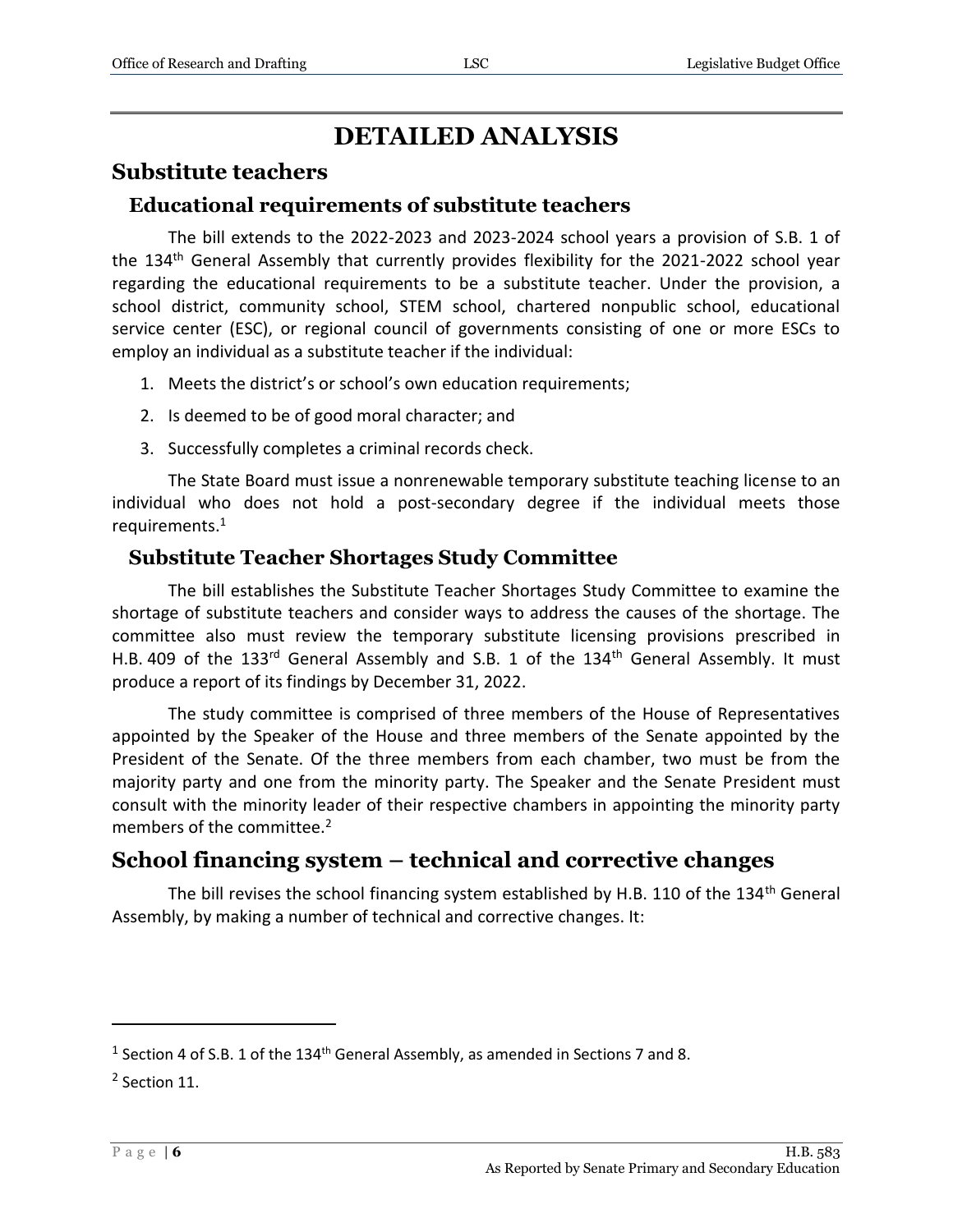# DETAILED ANALYSIS

## Substitute teachers

### Educational requirements of substitute teachers

The bill extends to the 2022-2023 and 2023-2024 school years a provision of S.B. 1 of the 134th General Assembly that currently provides flexibility for the 2021-2022 school year regarding the educational requirements to be a substitute teacher. Under the provision, a school district, community school, STEM school, chartered nonpublic school, educational service center (ESC), or regional council of governments consisting of one or more ESCs to employ an individual as a substitute teacher if the individual:

1. Meets the district's or school's own education requirements;
2. Is deemed to be of good moral character; and
3. Successfully completes a criminal records check.

The State Board must issue a nonrenewable temporary substitute teaching license to an individual who does not hold a post-secondary degree if the individual meets those requirements.[1]

### Substitute Teacher Shortages Study Committee

The bill establishes the Substitute Teacher Shortages Study Committee to examine the shortage of substitute teachers and consider ways to address the causes of the shortage. The committee also must review the temporary substitute licensing provisions prescribed in H.B. 409 of the 133rd General Assembly and S.B. 1 of the 134th General Assembly. It must produce a report of its findings by December 31, 2022.

The study committee is comprised of three members of the House of Representatives appointed by the Speaker of the House and three members of the Senate appointed by the President of the Senate. Of the three members from each chamber, two must be from the majority party and one from the minority party. The Speaker and the Senate President must consult with the minority leader of their respective chambers in appointing the minority party members of the committee.[2]

## School financing system – technical and corrective changes

The bill revises the school financing system established by H.B. 110 of the 134th General Assembly, by making a number of technical and corrective changes. It:

---

[1] Section 4 of S.B. 1 of the 134th General Assembly, as amended in Sections 7 and 8.

[2] Section 11.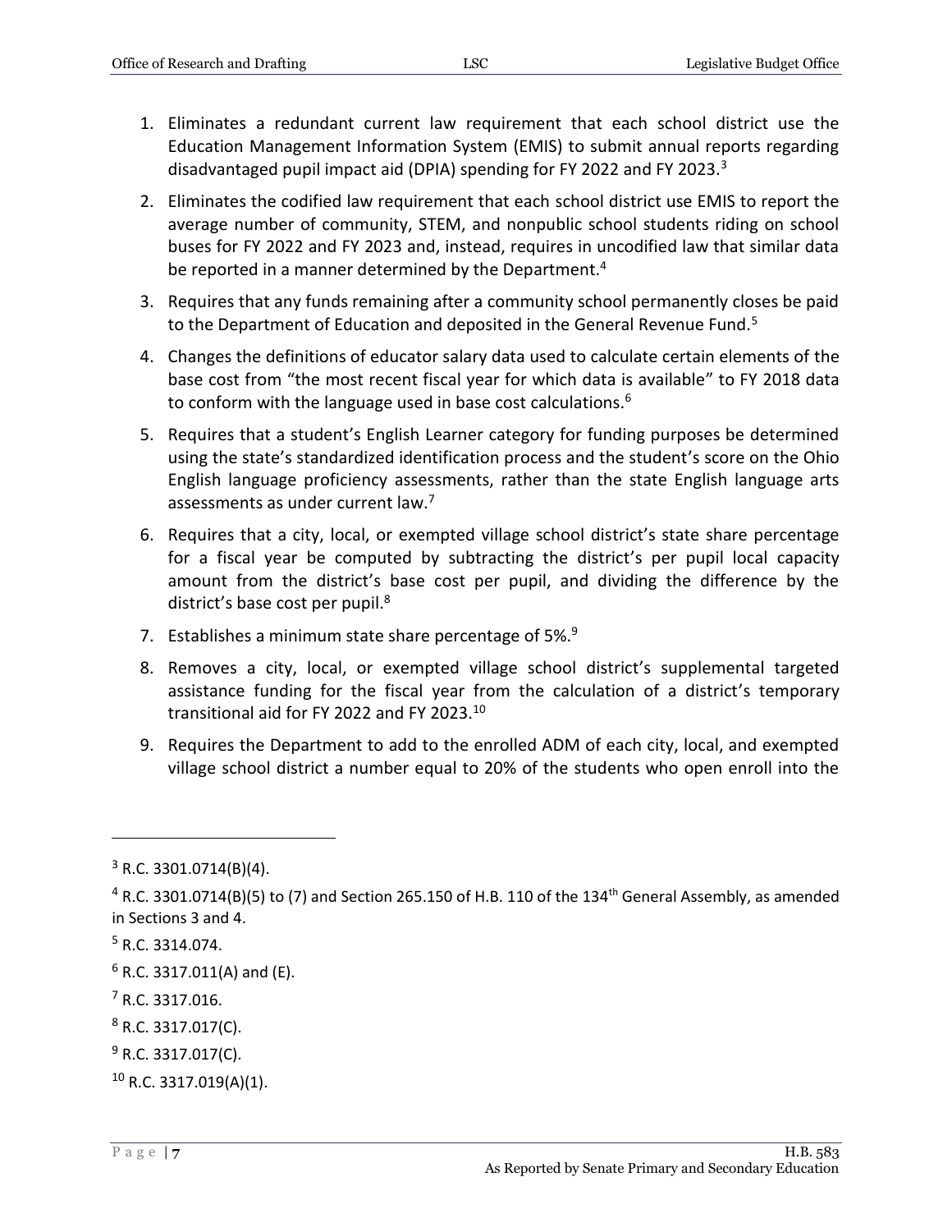1. Eliminates a redundant current law requirement that each school district use the Education Management Information System (EMIS) to submit annual reports regarding disadvantaged pupil impact aid (DPIA) spending for FY 2022 and FY 2023.[3]
2. Eliminates the codified law requirement that each school district use EMIS to report the average number of community, STEM, and nonpublic school students riding on school buses for FY 2022 and FY 2023 and, instead, requires in uncodified law that similar data be reported in a manner determined by the Department.[4]
3. Requires that any funds remaining after a community school permanently closes be paid to the Department of Education and deposited in the General Revenue Fund.[5]
4. Changes the definitions of educator salary data used to calculate certain elements of the base cost from "the most recent fiscal year for which data is available" to FY 2018 data to conform with the language used in base cost calculations.[6]
5. Requires that a student's English Learner category for funding purposes be determined using the state's standardized identification process and the student's score on the Ohio English language proficiency assessments, rather than the state English language arts assessments as under current law.[7]
6. Requires that a city, local, or exempted village school district's state share percentage for a fiscal year be computed by subtracting the district's per pupil local capacity amount from the district's base cost per pupil, and dividing the difference by the district's base cost per pupil.[8]
7. Establishes a minimum state share percentage of 5%.[9]
8. Removes a city, local, or exempted village school district's supplemental targeted assistance funding for the fiscal year from the calculation of a district's temporary transitional aid for FY 2022 and FY 2023.[10]
9. Requires the Department to add to the enrolled ADM of each city, local, and exempted village school district a number equal to 20% of the students who open enroll into the

---

[3] R.C. 3301.0714(B)(4).

[4] R.C. 3301.0714(B)(5) to (7) and Section 265.150 of H.B. 110 of the 134th General Assembly, as amended in Sections 3 and 4.

[5] R.C. 3314.074.

[6] R.C. 3317.011(A) and (E).

[7] R.C. 3317.016.

[8] R.C. 3317.017(C).

[9] R.C. 3317.017(C).

[10] R.C. 3317.019(A)(1).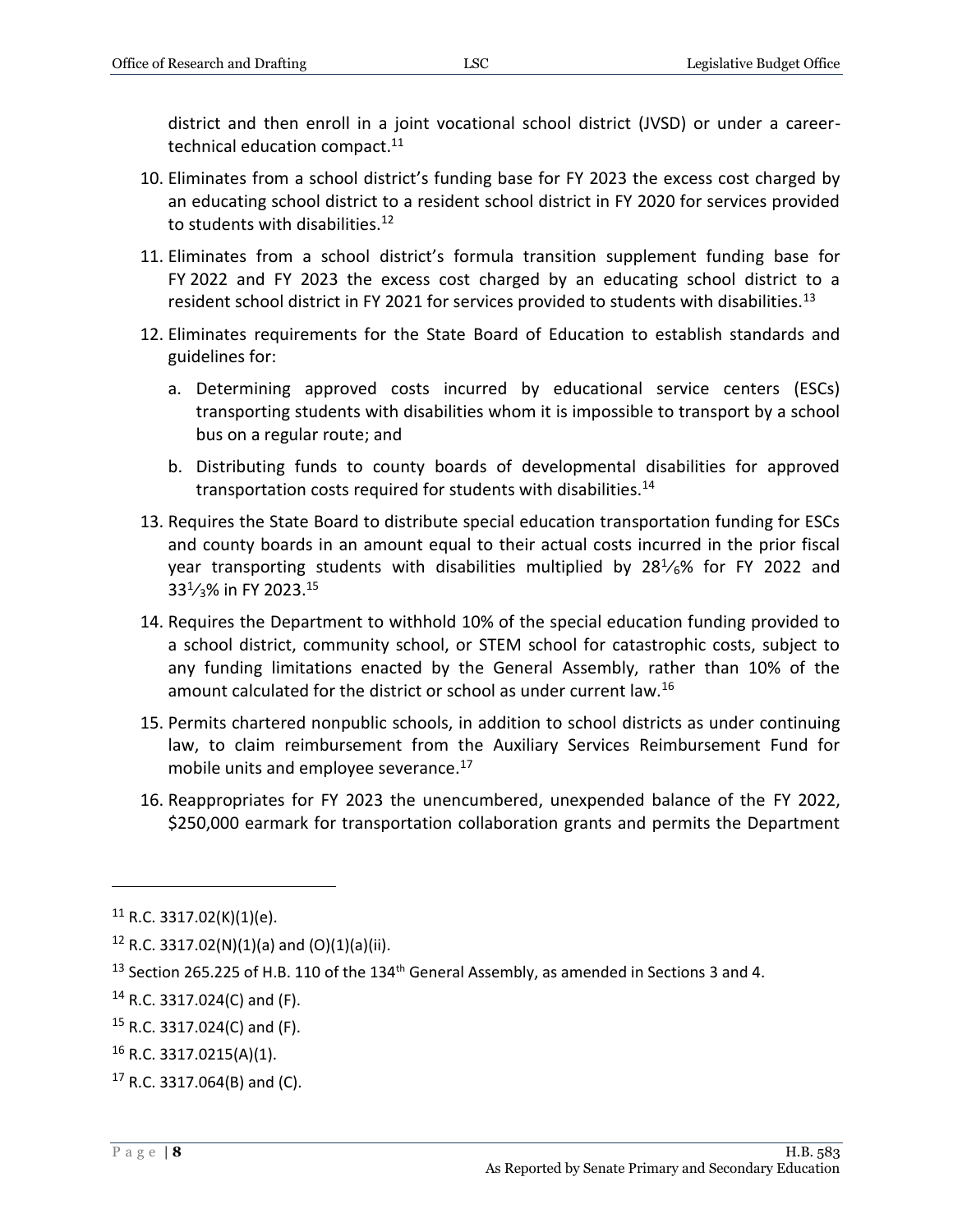district and then enroll in a joint vocational school district (JVSD) or under a career-technical education compact.[11]

10. Eliminates from a school district's funding base for FY 2023 the excess cost charged by an educating school district to a resident school district in FY 2020 for services provided to students with disabilities.[12]
11. Eliminates from a school district's formula transition supplement funding base for FY 2022 and FY 2023 the excess cost charged by an educating school district to a resident school district in FY 2021 for services provided to students with disabilities.[13]
12. Eliminates requirements for the State Board of Education to establish standards and guidelines for:
    a. Determining approved costs incurred by educational service centers (ESCs) transporting students with disabilities whom it is impossible to transport by a school bus on a regular route; and
    b. Distributing funds to county boards of developmental disabilities for approved transportation costs required for students with disabilities.[14]
13. Requires the State Board to distribute special education transportation funding for ESCs and county boards in an amount equal to their actual costs incurred in the prior fiscal year transporting students with disabilities multiplied by $28\frac{1}{6}$% for FY 2022 and $33\frac{1}{3}$% in FY 2023.[15]
14. Requires the Department to withhold 10% of the special education funding provided to a school district, community school, or STEM school for catastrophic costs, subject to any funding limitations enacted by the General Assembly, rather than 10% of the amount calculated for the district or school as under current law.[16]
15. Permits chartered nonpublic schools, in addition to school districts as under continuing law, to claim reimbursement from the Auxiliary Services Reimbursement Fund for mobile units and employee severance.[17]
16. Reappropriates for FY 2023 the unencumbered, unexpended balance of the FY 2022, $250,000 earmark for transportation collaboration grants and permits the Department

---

[11] R.C. 3317.02(K)(1)(e).

[12] R.C. 3317.02(N)(1)(a) and (O)(1)(a)(ii).

[13] Section 265.225 of H.B. 110 of the 134th General Assembly, as amended in Sections 3 and 4.

[14] R.C. 3317.024(C) and (F).

[15] R.C. 3317.024(C) and (F).

[16] R.C. 3317.0215(A)(1).

[17] R.C. 3317.064(B) and (C).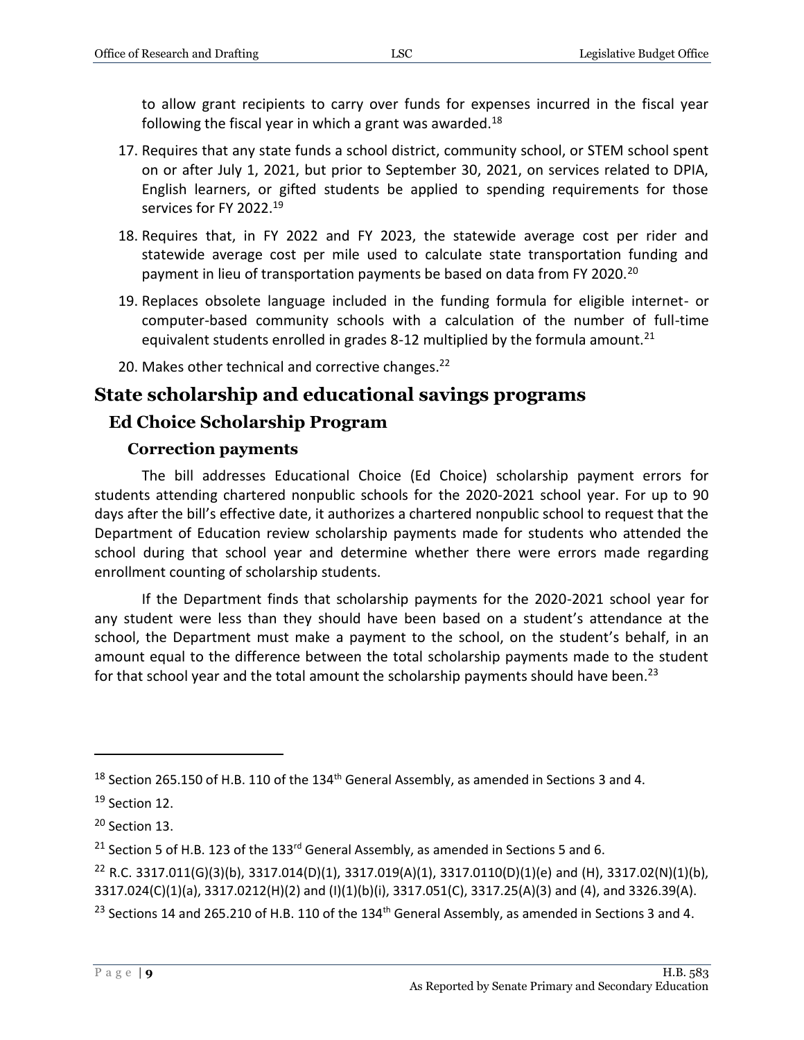to allow grant recipients to carry over funds for expenses incurred in the fiscal year following the fiscal year in which a grant was awarded.[18]

17. Requires that any state funds a school district, community school, or STEM school spent on or after July 1, 2021, but prior to September 30, 2021, on services related to DPIA, English learners, or gifted students be applied to spending requirements for those services for FY 2022.[19]
18. Requires that, in FY 2022 and FY 2023, the statewide average cost per rider and statewide average cost per mile used to calculate state transportation funding and payment in lieu of transportation payments be based on data from FY 2020.[20]
19. Replaces obsolete language included in the funding formula for eligible internet- or computer-based community schools with a calculation of the number of full-time equivalent students enrolled in grades 8-12 multiplied by the formula amount.[21]
20. Makes other technical and corrective changes.[22]

# State scholarship and educational savings programs

## Ed Choice Scholarship Program

### Correction payments

The bill addresses Educational Choice (Ed Choice) scholarship payment errors for students attending chartered nonpublic schools for the 2020-2021 school year. For up to 90 days after the bill's effective date, it authorizes a chartered nonpublic school to request that the Department of Education review scholarship payments made for students who attended the school during that school year and determine whether there were errors made regarding enrollment counting of scholarship students.

If the Department finds that scholarship payments for the 2020-2021 school year for any student were less than they should have been based on a student's attendance at the school, the Department must make a payment to the school, on the student's behalf, in an amount equal to the difference between the total scholarship payments made to the student for that school year and the total amount the scholarship payments should have been.[23]

---

[18] Section 265.150 of H.B. 110 of the 134th General Assembly, as amended in Sections 3 and 4.

[19] Section 12.

[20] Section 13.

[21] Section 5 of H.B. 123 of the 133rd General Assembly, as amended in Sections 5 and 6.

[22] R.C. 3317.011(G)(3)(b), 3317.014(D)(1), 3317.019(A)(1), 3317.0110(D)(1)(e) and (H), 3317.02(N)(1)(b), 3317.024(C)(1)(a), 3317.0212(H)(2) and (I)(1)(b)(i), 3317.051(C), 3317.25(A)(3) and (4), and 3326.39(A).

[23] Sections 14 and 265.210 of H.B. 110 of the 134th General Assembly, as amended in Sections 3 and 4.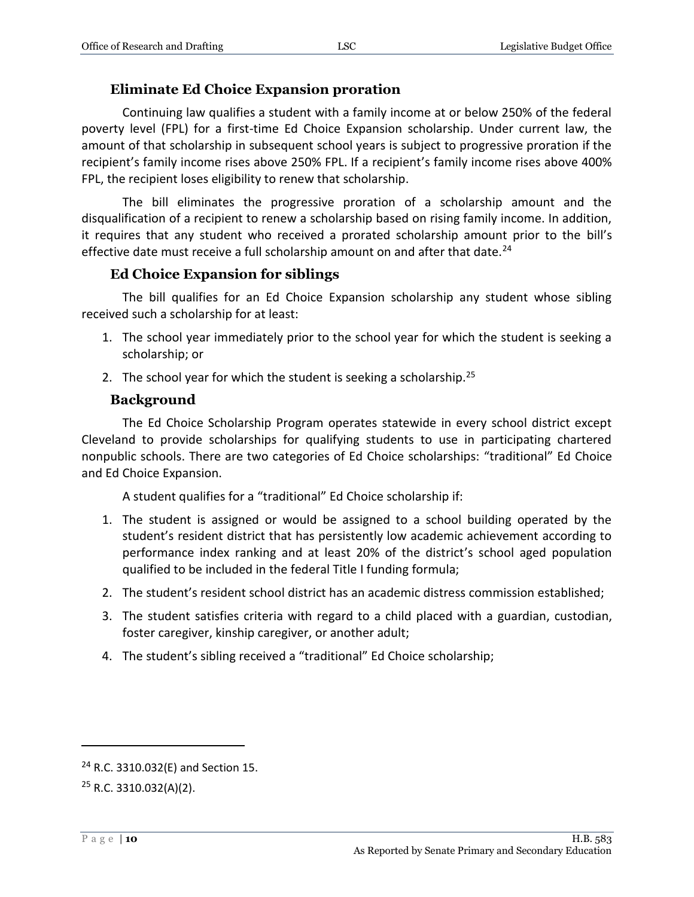### Eliminate Ed Choice Expansion proration

Continuing law qualifies a student with a family income at or below 250% of the federal poverty level (FPL) for a first-time Ed Choice Expansion scholarship. Under current law, the amount of that scholarship in subsequent school years is subject to progressive proration if the recipient's family income rises above 250% FPL. If a recipient's family income rises above 400% FPL, the recipient loses eligibility to renew that scholarship.

The bill eliminates the progressive proration of a scholarship amount and the disqualification of a recipient to renew a scholarship based on rising family income. In addition, it requires that any student who received a prorated scholarship amount prior to the bill's effective date must receive a full scholarship amount on and after that date.[24]

### Ed Choice Expansion for siblings

The bill qualifies for an Ed Choice Expansion scholarship any student whose sibling received such a scholarship for at least:

1. The school year immediately prior to the school year for which the student is seeking a scholarship; or
2. The school year for which the student is seeking a scholarship.[25]

### Background

The Ed Choice Scholarship Program operates statewide in every school district except Cleveland to provide scholarships for qualifying students to use in participating chartered nonpublic schools. There are two categories of Ed Choice scholarships: "traditional" Ed Choice and Ed Choice Expansion.

A student qualifies for a "traditional" Ed Choice scholarship if:

1. The student is assigned or would be assigned to a school building operated by the student's resident district that has persistently low academic achievement according to performance index ranking and at least 20% of the district's school aged population qualified to be included in the federal Title I funding formula;
2. The student's resident school district has an academic distress commission established;
3. The student satisfies criteria with regard to a child placed with a guardian, custodian, foster caregiver, kinship caregiver, or another adult;
4. The student's sibling received a "traditional" Ed Choice scholarship;

---

[24] R.C. 3310.032(E) and Section 15.

[25] R.C. 3310.032(A)(2).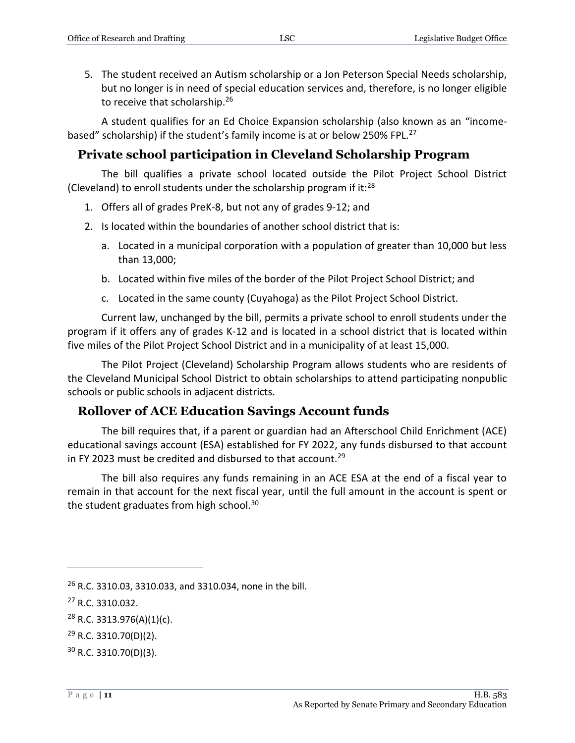5. The student received an Autism scholarship or a Jon Peterson Special Needs scholarship, but no longer is in need of special education services and, therefore, is no longer eligible to receive that scholarship.[26]

A student qualifies for an Ed Choice Expansion scholarship (also known as an "income-based" scholarship) if the student's family income is at or below 250% FPL.[27]

## Private school participation in Cleveland Scholarship Program

The bill qualifies a private school located outside the Pilot Project School District (Cleveland) to enroll students under the scholarship program if it:[28]

1. Offers all of grades PreK-8, but not any of grades 9-12; and
2. Is located within the boundaries of another school district that is:
   a. Located in a municipal corporation with a population of greater than 10,000 but less than 13,000;
   b. Located within five miles of the border of the Pilot Project School District; and
   c. Located in the same county (Cuyahoga) as the Pilot Project School District.

Current law, unchanged by the bill, permits a private school to enroll students under the program if it offers any of grades K-12 and is located in a school district that is located within five miles of the Pilot Project School District and in a municipality of at least 15,000.

The Pilot Project (Cleveland) Scholarship Program allows students who are residents of the Cleveland Municipal School District to obtain scholarships to attend participating nonpublic schools or public schools in adjacent districts.

## Rollover of ACE Education Savings Account funds

The bill requires that, if a parent or guardian had an Afterschool Child Enrichment (ACE) educational savings account (ESA) established for FY 2022, any funds disbursed to that account in FY 2023 must be credited and disbursed to that account.[29]

The bill also requires any funds remaining in an ACE ESA at the end of a fiscal year to remain in that account for the next fiscal year, until the full amount in the account is spent or the student graduates from high school.[30]

---

[26] R.C. 3310.03, 3310.033, and 3310.034, none in the bill.

[27] R.C. 3310.032.

[28] R.C. 3313.976(A)(1)(c).

[29] R.C. 3310.70(D)(2).

[30] R.C. 3310.70(D)(3).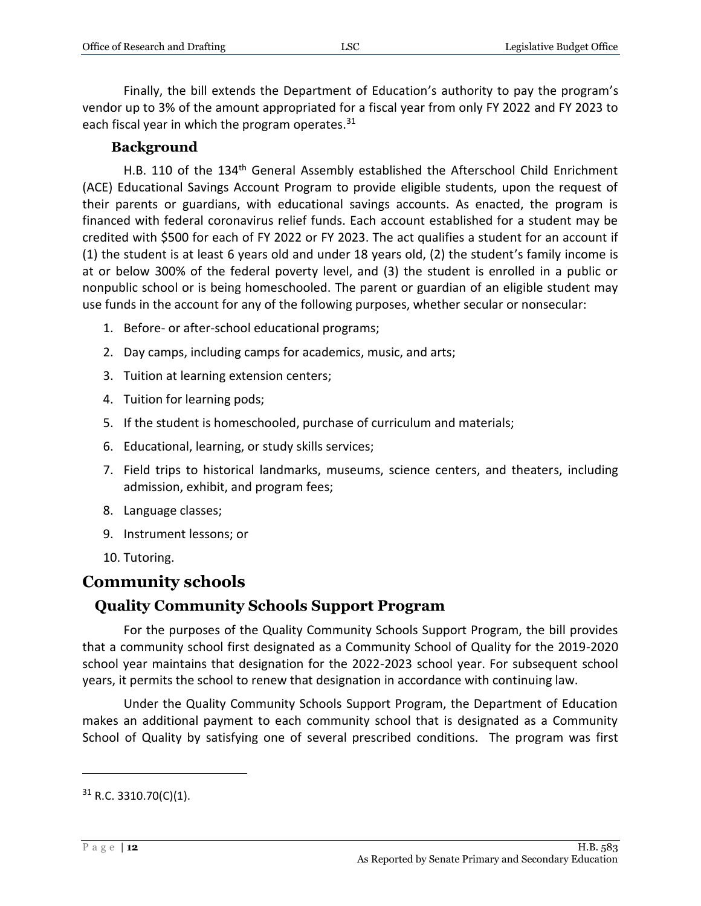Finally, the bill extends the Department of Education's authority to pay the program's vendor up to 3% of the amount appropriated for a fiscal year from only FY 2022 and FY 2023 to each fiscal year in which the program operates.[31]

### Background

H.B. 110 of the 134th General Assembly established the Afterschool Child Enrichment (ACE) Educational Savings Account Program to provide eligible students, upon the request of their parents or guardians, with educational savings accounts. As enacted, the program is financed with federal coronavirus relief funds. Each account established for a student may be credited with $500 for each of FY 2022 or FY 2023. The act qualifies a student for an account if (1) the student is at least 6 years old and under 18 years old, (2) the student's family income is at or below 300% of the federal poverty level, and (3) the student is enrolled in a public or nonpublic school or is being homeschooled. The parent or guardian of an eligible student may use funds in the account for any of the following purposes, whether secular or nonsecular:

1. Before- or after-school educational programs;
2. Day camps, including camps for academics, music, and arts;
3. Tuition at learning extension centers;
4. Tuition for learning pods;
5. If the student is homeschooled, purchase of curriculum and materials;
6. Educational, learning, or study skills services;
7. Field trips to historical landmarks, museums, science centers, and theaters, including admission, exhibit, and program fees;
8. Language classes;
9. Instrument lessons; or
10. Tutoring.

# Community schools

## Quality Community Schools Support Program

For the purposes of the Quality Community Schools Support Program, the bill provides that a community school first designated as a Community School of Quality for the 2019-2020 school year maintains that designation for the 2022-2023 school year. For subsequent school years, it permits the school to renew that designation in accordance with continuing law.

Under the Quality Community Schools Support Program, the Department of Education makes an additional payment to each community school that is designated as a Community School of Quality by satisfying one of several prescribed conditions. The program was first

[31] R.C. 3310.70(C)(1).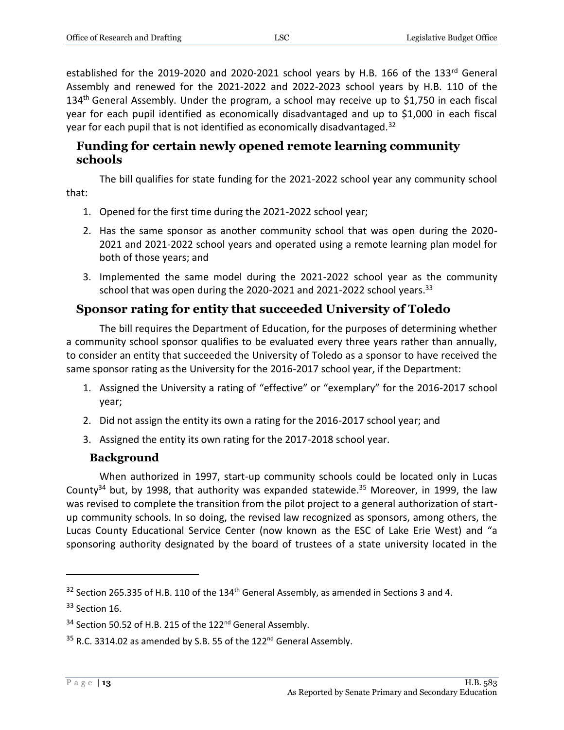established for the 2019-2020 and 2020-2021 school years by H.B. 166 of the 133rd General Assembly and renewed for the 2021-2022 and 2022-2023 school years by H.B. 110 of the 134th General Assembly. Under the program, a school may receive up to $1,750 in each fiscal year for each pupil identified as economically disadvantaged and up to $1,000 in each fiscal year for each pupil that is not identified as economically disadvantaged.[32]

## Funding for certain newly opened remote learning community schools

The bill qualifies for state funding for the 2021-2022 school year any community school that:

1. Opened for the first time during the 2021-2022 school year;
2. Has the same sponsor as another community school that was open during the 2020-2021 and 2021-2022 school years and operated using a remote learning plan model for both of those years; and
3. Implemented the same model during the 2021-2022 school year as the community school that was open during the 2020-2021 and 2021-2022 school years.[33]

## Sponsor rating for entity that succeeded University of Toledo

The bill requires the Department of Education, for the purposes of determining whether a community school sponsor qualifies to be evaluated every three years rather than annually, to consider an entity that succeeded the University of Toledo as a sponsor to have received the same sponsor rating as the University for the 2016-2017 school year, if the Department:

1. Assigned the University a rating of "effective" or "exemplary" for the 2016-2017 school year;
2. Did not assign the entity its own a rating for the 2016-2017 school year; and
3. Assigned the entity its own rating for the 2017-2018 school year.

### Background

When authorized in 1997, start-up community schools could be located only in Lucas County[34] but, by 1998, that authority was expanded statewide.[35] Moreover, in 1999, the law was revised to complete the transition from the pilot project to a general authorization of start-up community schools. In so doing, the revised law recognized as sponsors, among others, the Lucas County Educational Service Center (now known as the ESC of Lake Erie West) and "a sponsoring authority designated by the board of trustees of a state university located in the

---

[32] Section 265.335 of H.B. 110 of the 134th General Assembly, as amended in Sections 3 and 4.

[33] Section 16.

[34] Section 50.52 of H.B. 215 of the 122nd General Assembly.

[35] R.C. 3314.02 as amended by S.B. 55 of the 122nd General Assembly.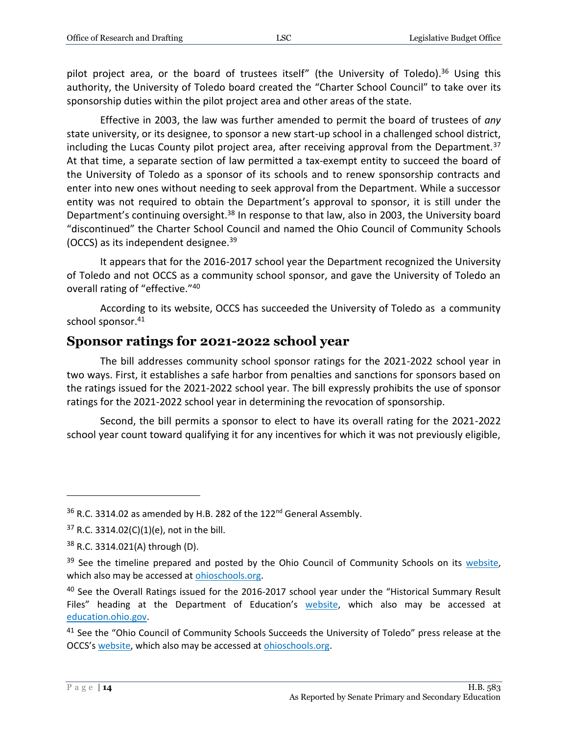pilot project area, or the board of trustees itself" (the University of Toledo).[36] Using this authority, the University of Toledo board created the "Charter School Council" to take over its sponsorship duties within the pilot project area and other areas of the state.

Effective in 2003, the law was further amended to permit the board of trustees of *any* state university, or its designee, to sponsor a new start-up school in a challenged school district, including the Lucas County pilot project area, after receiving approval from the Department.[37] At that time, a separate section of law permitted a tax-exempt entity to succeed the board of the University of Toledo as a sponsor of its schools and to renew sponsorship contracts and enter into new ones without needing to seek approval from the Department. While a successor entity was not required to obtain the Department's approval to sponsor, it is still under the Department's continuing oversight.[38] In response to that law, also in 2003, the University board "discontinued" the Charter School Council and named the Ohio Council of Community Schools (OCCS) as its independent designee.[39]

It appears that for the 2016-2017 school year the Department recognized the University of Toledo and not OCCS as a community school sponsor, and gave the University of Toledo an overall rating of "effective."[40]

According to its website, OCCS has succeeded the University of Toledo as a community school sponsor.[41]

## Sponsor ratings for 2021-2022 school year

The bill addresses community school sponsor ratings for the 2021-2022 school year in two ways. First, it establishes a safe harbor from penalties and sanctions for sponsors based on the ratings issued for the 2021-2022 school year. The bill expressly prohibits the use of sponsor ratings for the 2021-2022 school year in determining the revocation of sponsorship.

Second, the bill permits a sponsor to elect to have its overall rating for the 2021-2022 school year count toward qualifying it for any incentives for which it was not previously eligible,

---

[36] R.C. 3314.02 as amended by H.B. 282 of the 122nd General Assembly.

[37] R.C. 3314.02(C)(1)(e), not in the bill.

[38] R.C. 3314.021(A) through (D).

[39] See the timeline prepared and posted by the Ohio Council of Community Schools on its website, which also may be accessed at ohioschools.org.

[40] See the Overall Ratings issued for the 2016-2017 school year under the "Historical Summary Result Files" heading at the Department of Education's website, which also may be accessed at education.ohio.gov.

[41] See the "Ohio Council of Community Schools Succeeds the University of Toledo" press release at the OCCS's website, which also may be accessed at ohioschools.org.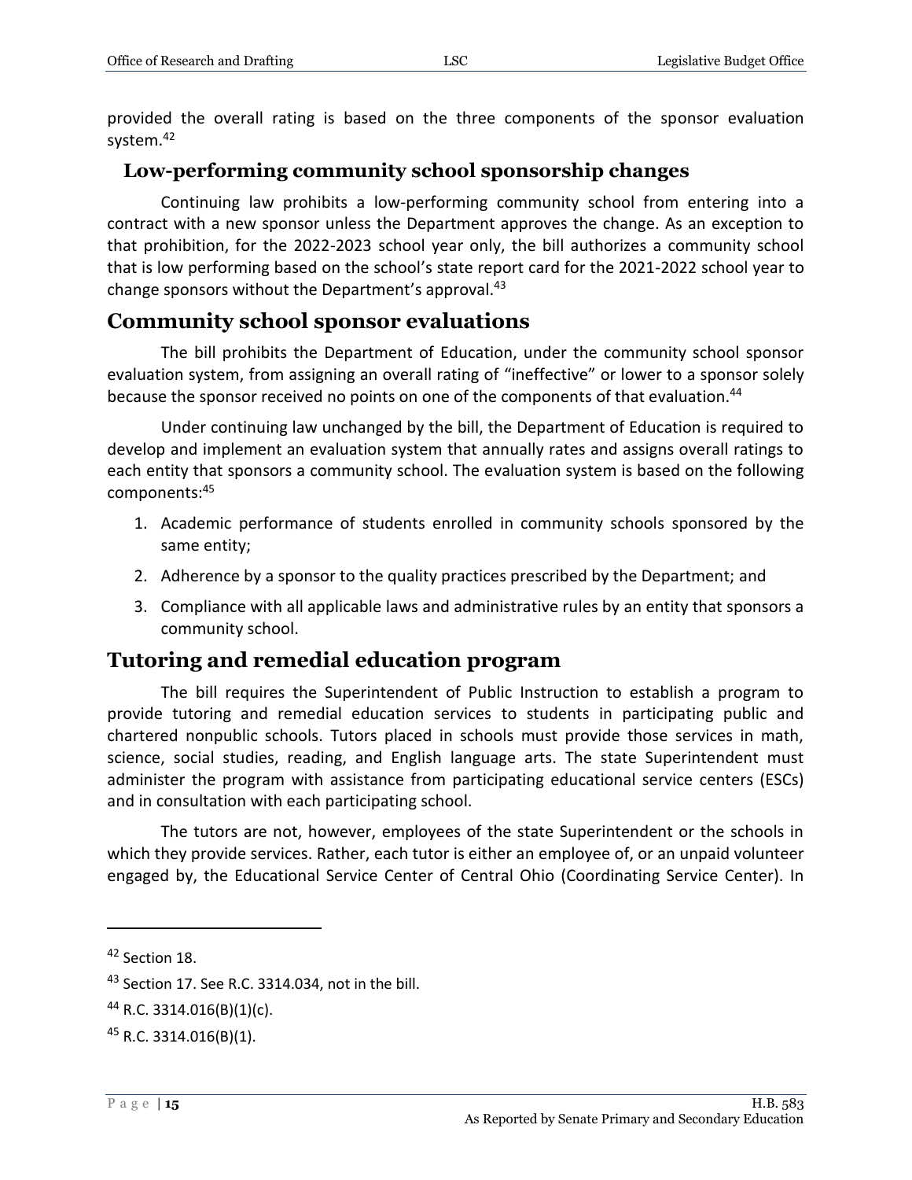provided the overall rating is based on the three components of the sponsor evaluation system.[42]

### Low-performing community school sponsorship changes

Continuing law prohibits a low-performing community school from entering into a contract with a new sponsor unless the Department approves the change. As an exception to that prohibition, for the 2022-2023 school year only, the bill authorizes a community school that is low performing based on the school's state report card for the 2021-2022 school year to change sponsors without the Department's approval.[43]

## Community school sponsor evaluations

The bill prohibits the Department of Education, under the community school sponsor evaluation system, from assigning an overall rating of "ineffective" or lower to a sponsor solely because the sponsor received no points on one of the components of that evaluation.[44]

Under continuing law unchanged by the bill, the Department of Education is required to develop and implement an evaluation system that annually rates and assigns overall ratings to each entity that sponsors a community school. The evaluation system is based on the following components:[45]

1. Academic performance of students enrolled in community schools sponsored by the same entity;
2. Adherence by a sponsor to the quality practices prescribed by the Department; and
3. Compliance with all applicable laws and administrative rules by an entity that sponsors a community school.

## Tutoring and remedial education program

The bill requires the Superintendent of Public Instruction to establish a program to provide tutoring and remedial education services to students in participating public and chartered nonpublic schools. Tutors placed in schools must provide those services in math, science, social studies, reading, and English language arts. The state Superintendent must administer the program with assistance from participating educational service centers (ESCs) and in consultation with each participating school.

The tutors are not, however, employees of the state Superintendent or the schools in which they provide services. Rather, each tutor is either an employee of, or an unpaid volunteer engaged by, the Educational Service Center of Central Ohio (Coordinating Service Center). In

---

[42] Section 18.

[43] Section 17. See R.C. 3314.034, not in the bill.

[44] R.C. 3314.016(B)(1)(c).

[45] R.C. 3314.016(B)(1).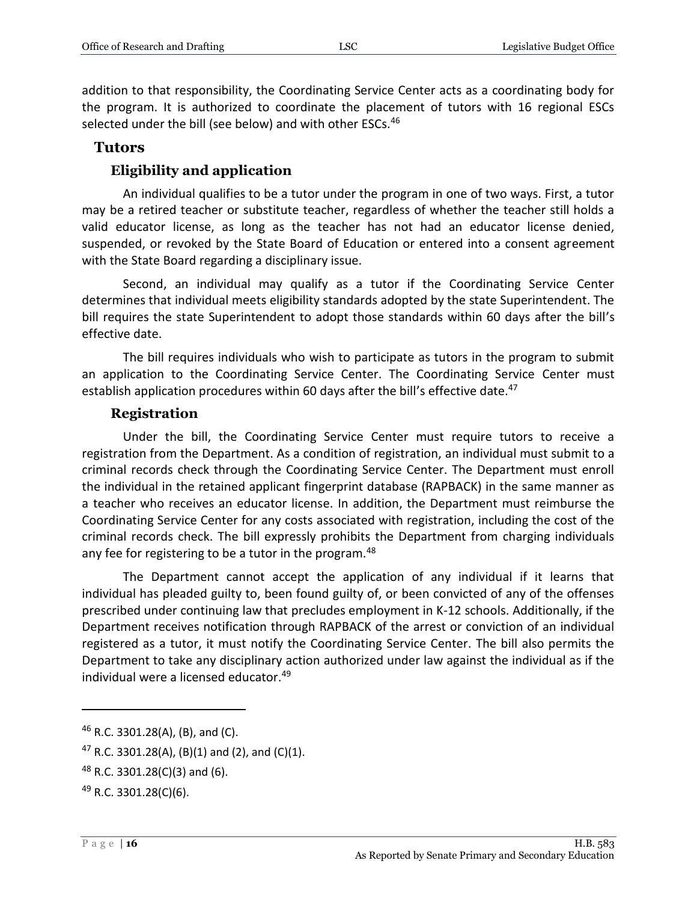addition to that responsibility, the Coordinating Service Center acts as a coordinating body for the program. It is authorized to coordinate the placement of tutors with 16 regional ESCs selected under the bill (see below) and with other ESCs.[46]

## Tutors

### Eligibility and application

An individual qualifies to be a tutor under the program in one of two ways. First, a tutor may be a retired teacher or substitute teacher, regardless of whether the teacher still holds a valid educator license, as long as the teacher has not had an educator license denied, suspended, or revoked by the State Board of Education or entered into a consent agreement with the State Board regarding a disciplinary issue.

Second, an individual may qualify as a tutor if the Coordinating Service Center determines that individual meets eligibility standards adopted by the state Superintendent. The bill requires the state Superintendent to adopt those standards within 60 days after the bill's effective date.

The bill requires individuals who wish to participate as tutors in the program to submit an application to the Coordinating Service Center. The Coordinating Service Center must establish application procedures within 60 days after the bill's effective date.[47]

### Registration

Under the bill, the Coordinating Service Center must require tutors to receive a registration from the Department. As a condition of registration, an individual must submit to a criminal records check through the Coordinating Service Center. The Department must enroll the individual in the retained applicant fingerprint database (RAPBACK) in the same manner as a teacher who receives an educator license. In addition, the Department must reimburse the Coordinating Service Center for any costs associated with registration, including the cost of the criminal records check. The bill expressly prohibits the Department from charging individuals any fee for registering to be a tutor in the program.[48]

The Department cannot accept the application of any individual if it learns that individual has pleaded guilty to, been found guilty of, or been convicted of any of the offenses prescribed under continuing law that precludes employment in K-12 schools. Additionally, if the Department receives notification through RAPBACK of the arrest or conviction of an individual registered as a tutor, it must notify the Coordinating Service Center. The bill also permits the Department to take any disciplinary action authorized under law against the individual as if the individual were a licensed educator.[49]

---

[46] R.C. 3301.28(A), (B), and (C).

[47] R.C. 3301.28(A), (B)(1) and (2), and (C)(1).

[48] R.C. 3301.28(C)(3) and (6).

[49] R.C. 3301.28(C)(6).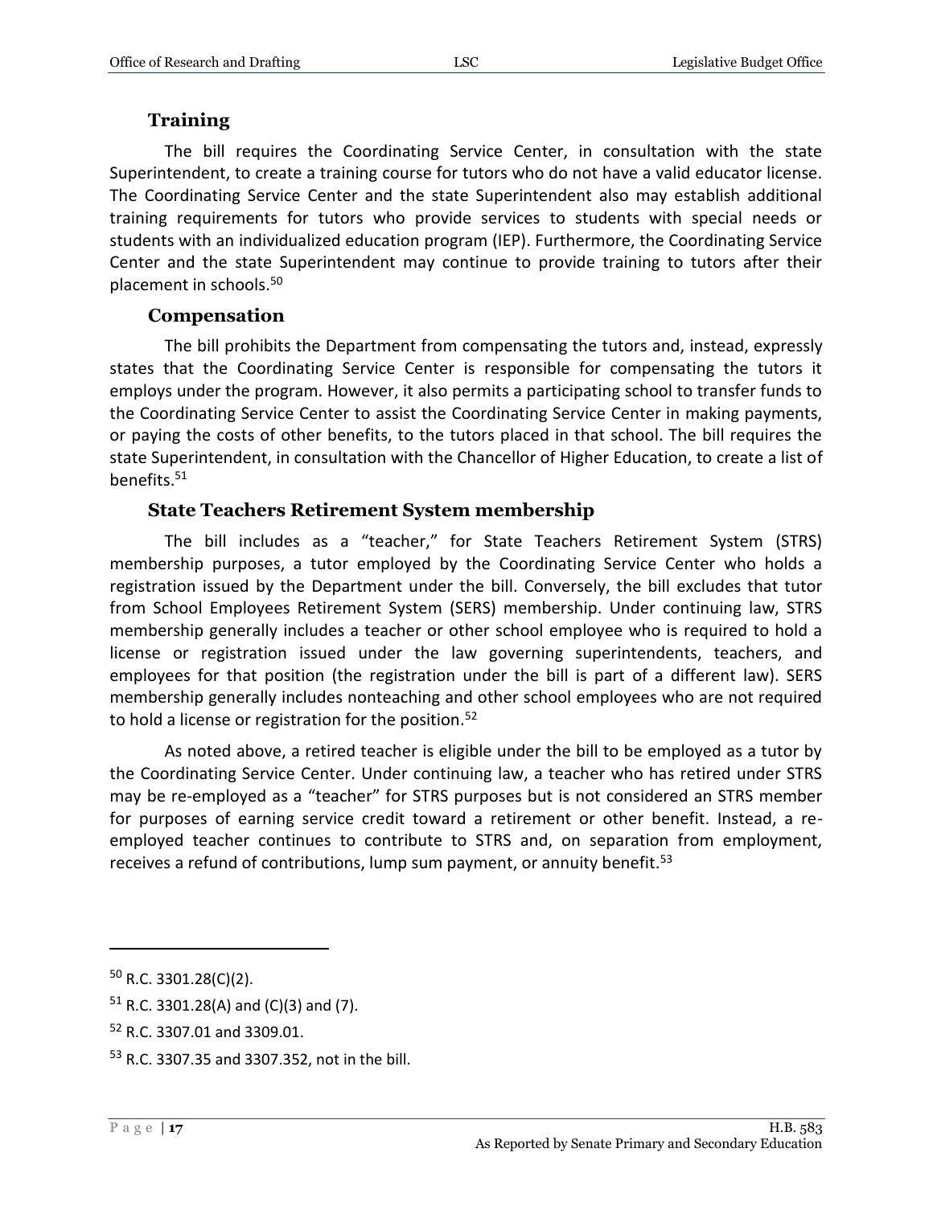### Training

The bill requires the Coordinating Service Center, in consultation with the state Superintendent, to create a training course for tutors who do not have a valid educator license. The Coordinating Service Center and the state Superintendent also may establish additional training requirements for tutors who provide services to students with special needs or students with an individualized education program (IEP). Furthermore, the Coordinating Service Center and the state Superintendent may continue to provide training to tutors after their placement in schools.[50]

### Compensation

The bill prohibits the Department from compensating the tutors and, instead, expressly states that the Coordinating Service Center is responsible for compensating the tutors it employs under the program. However, it also permits a participating school to transfer funds to the Coordinating Service Center to assist the Coordinating Service Center in making payments, or paying the costs of other benefits, to the tutors placed in that school. The bill requires the state Superintendent, in consultation with the Chancellor of Higher Education, to create a list of benefits.[51]

### State Teachers Retirement System membership

The bill includes as a "teacher," for State Teachers Retirement System (STRS) membership purposes, a tutor employed by the Coordinating Service Center who holds a registration issued by the Department under the bill. Conversely, the bill excludes that tutor from School Employees Retirement System (SERS) membership. Under continuing law, STRS membership generally includes a teacher or other school employee who is required to hold a license or registration issued under the law governing superintendents, teachers, and employees for that position (the registration under the bill is part of a different law). SERS membership generally includes nonteaching and other school employees who are not required to hold a license or registration for the position.[52]

As noted above, a retired teacher is eligible under the bill to be employed as a tutor by the Coordinating Service Center. Under continuing law, a teacher who has retired under STRS may be re-employed as a "teacher" for STRS purposes but is not considered an STRS member for purposes of earning service credit toward a retirement or other benefit. Instead, a re-employed teacher continues to contribute to STRS and, on separation from employment, receives a refund of contributions, lump sum payment, or annuity benefit.[53]

---

[50] R.C. 3301.28(C)(2).

[51] R.C. 3301.28(A) and (C)(3) and (7).

[52] R.C. 3307.01 and 3309.01.

[53] R.C. 3307.35 and 3307.352, not in the bill.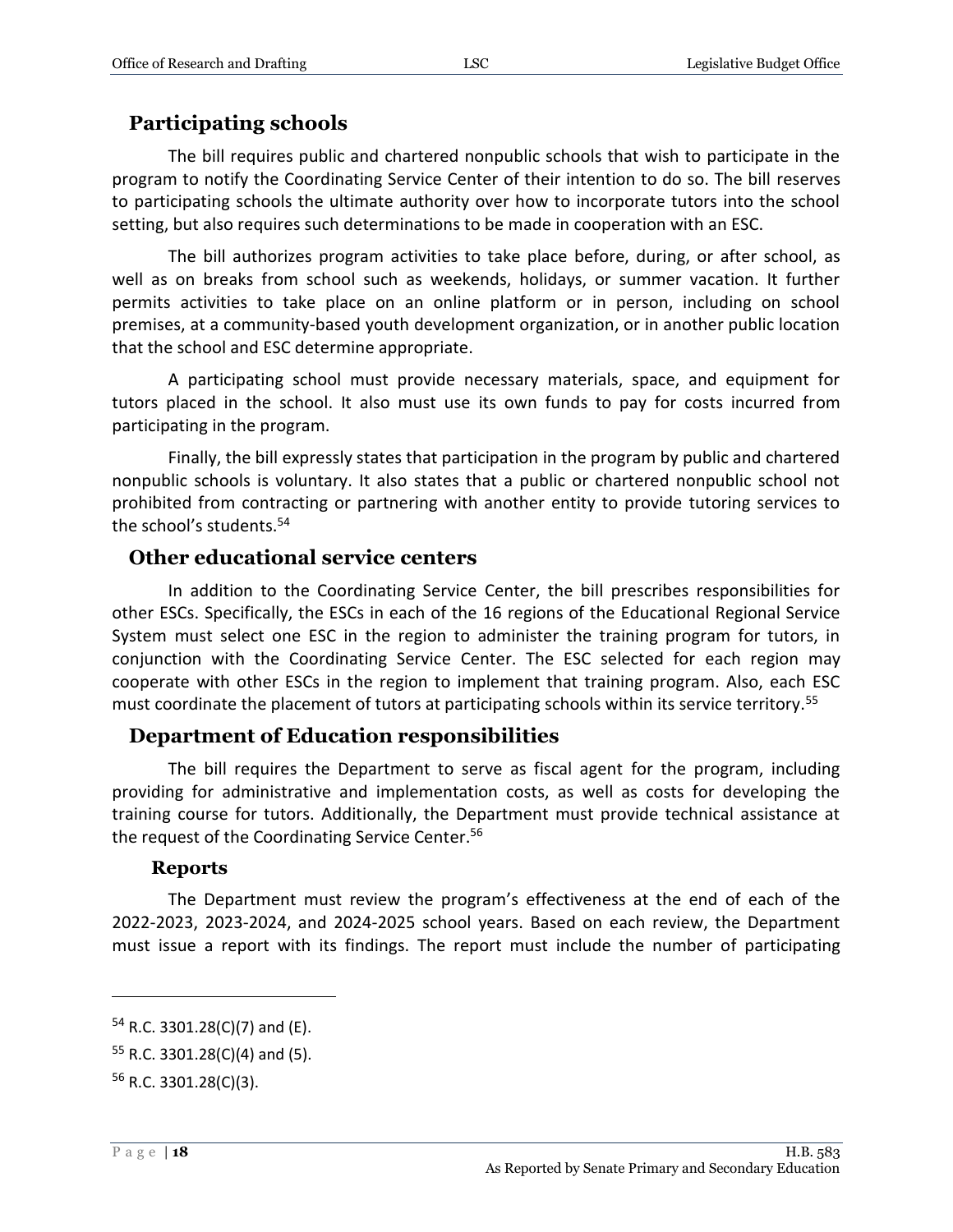## Participating schools

The bill requires public and chartered nonpublic schools that wish to participate in the program to notify the Coordinating Service Center of their intention to do so. The bill reserves to participating schools the ultimate authority over how to incorporate tutors into the school setting, but also requires such determinations to be made in cooperation with an ESC.

The bill authorizes program activities to take place before, during, or after school, as well as on breaks from school such as weekends, holidays, or summer vacation. It further permits activities to take place on an online platform or in person, including on school premises, at a community-based youth development organization, or in another public location that the school and ESC determine appropriate.

A participating school must provide necessary materials, space, and equipment for tutors placed in the school. It also must use its own funds to pay for costs incurred from participating in the program.

Finally, the bill expressly states that participation in the program by public and chartered nonpublic schools is voluntary. It also states that a public or chartered nonpublic school not prohibited from contracting or partnering with another entity to provide tutoring services to the school's students.[54]

## Other educational service centers

In addition to the Coordinating Service Center, the bill prescribes responsibilities for other ESCs. Specifically, the ESCs in each of the 16 regions of the Educational Regional Service System must select one ESC in the region to administer the training program for tutors, in conjunction with the Coordinating Service Center. The ESC selected for each region may cooperate with other ESCs in the region to implement that training program. Also, each ESC must coordinate the placement of tutors at participating schools within its service territory.[55]

## Department of Education responsibilities

The bill requires the Department to serve as fiscal agent for the program, including providing for administrative and implementation costs, as well as costs for developing the training course for tutors. Additionally, the Department must provide technical assistance at the request of the Coordinating Service Center.[56]

### Reports

The Department must review the program's effectiveness at the end of each of the 2022-2023, 2023-2024, and 2024-2025 school years. Based on each review, the Department must issue a report with its findings. The report must include the number of participating

---

[54] R.C. 3301.28(C)(7) and (E).

[55] R.C. 3301.28(C)(4) and (5).

[56] R.C. 3301.28(C)(3).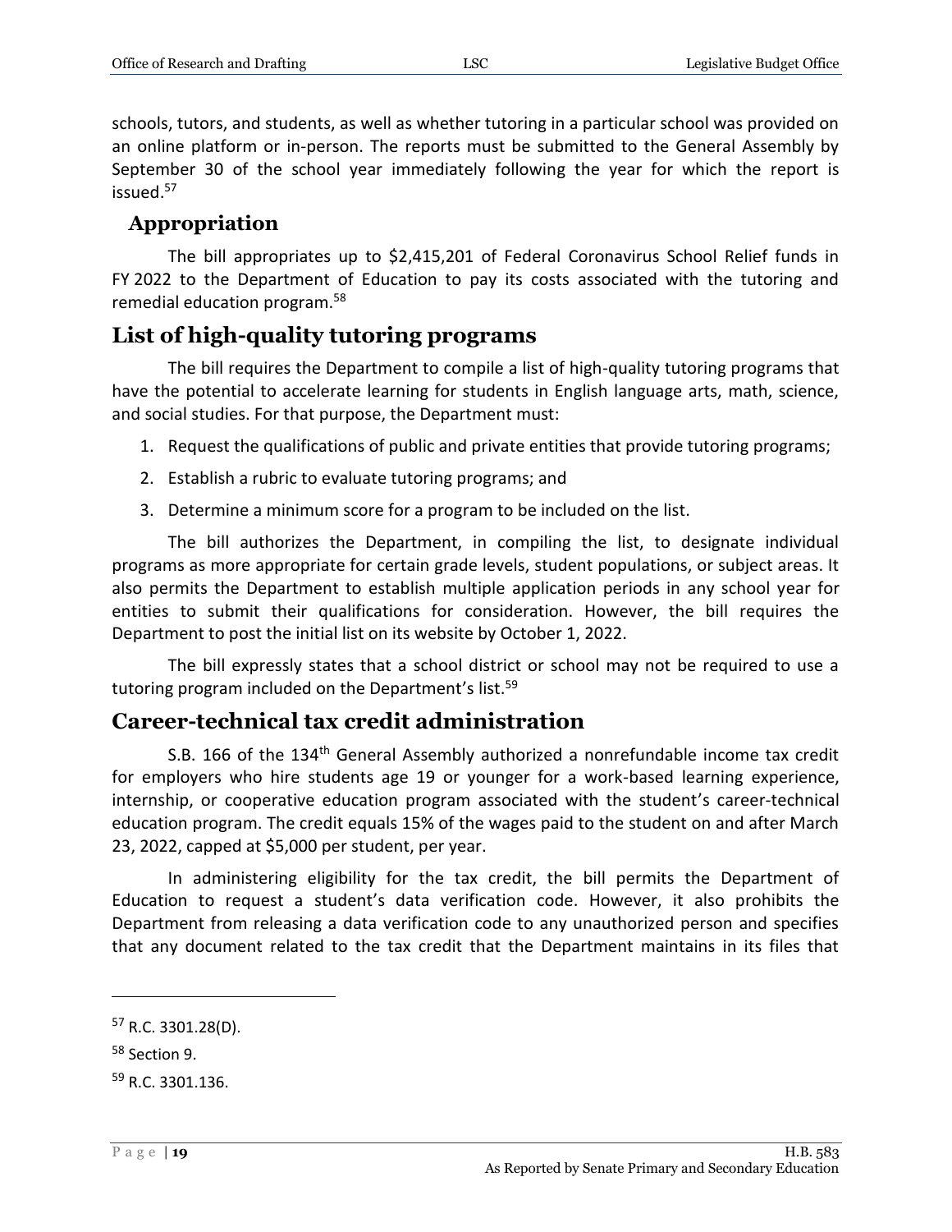schools, tutors, and students, as well as whether tutoring in a particular school was provided on an online platform or in-person. The reports must be submitted to the General Assembly by September 30 of the school year immediately following the year for which the report is issued.[57]

### Appropriation

The bill appropriates up to $2,415,201 of Federal Coronavirus School Relief funds in FY 2022 to the Department of Education to pay its costs associated with the tutoring and remedial education program.[58]

## List of high-quality tutoring programs

The bill requires the Department to compile a list of high-quality tutoring programs that have the potential to accelerate learning for students in English language arts, math, science, and social studies. For that purpose, the Department must:

1. Request the qualifications of public and private entities that provide tutoring programs;
2. Establish a rubric to evaluate tutoring programs; and
3. Determine a minimum score for a program to be included on the list.

The bill authorizes the Department, in compiling the list, to designate individual programs as more appropriate for certain grade levels, student populations, or subject areas. It also permits the Department to establish multiple application periods in any school year for entities to submit their qualifications for consideration. However, the bill requires the Department to post the initial list on its website by October 1, 2022.

The bill expressly states that a school district or school may not be required to use a tutoring program included on the Department's list.[59]

## Career-technical tax credit administration

S.B. 166 of the 134th General Assembly authorized a nonrefundable income tax credit for employers who hire students age 19 or younger for a work-based learning experience, internship, or cooperative education program associated with the student's career-technical education program. The credit equals 15% of the wages paid to the student on and after March 23, 2022, capped at $5,000 per student, per year.

In administering eligibility for the tax credit, the bill permits the Department of Education to request a student's data verification code. However, it also prohibits the Department from releasing a data verification code to any unauthorized person and specifies that any document related to the tax credit that the Department maintains in its files that

---

[57] R.C. 3301.28(D).

[58] Section 9.

[59] R.C. 3301.136.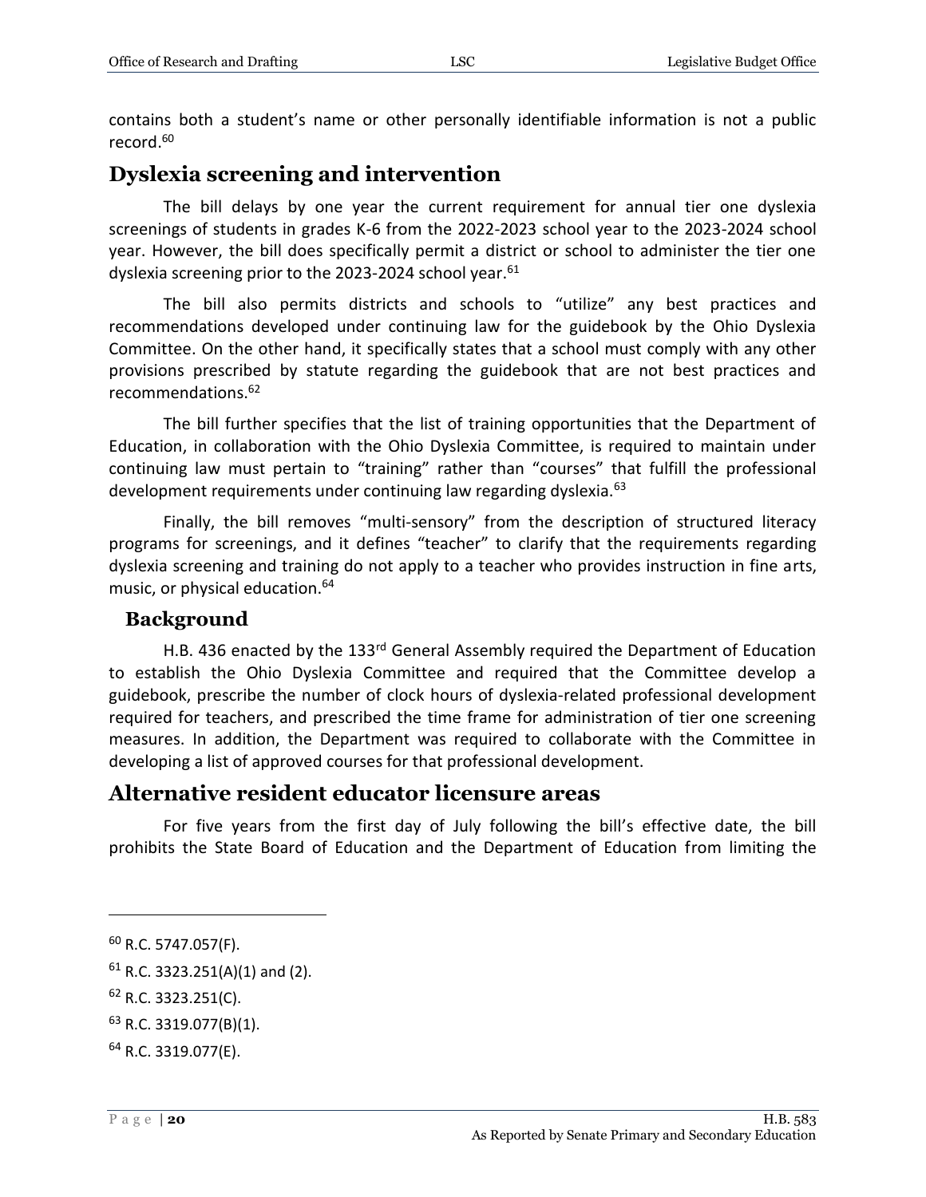contains both a student's name or other personally identifiable information is not a public record.[60]

## Dyslexia screening and intervention

The bill delays by one year the current requirement for annual tier one dyslexia screenings of students in grades K-6 from the 2022-2023 school year to the 2023-2024 school year. However, the bill does specifically permit a district or school to administer the tier one dyslexia screening prior to the 2023-2024 school year.[61]

The bill also permits districts and schools to "utilize" any best practices and recommendations developed under continuing law for the guidebook by the Ohio Dyslexia Committee. On the other hand, it specifically states that a school must comply with any other provisions prescribed by statute regarding the guidebook that are not best practices and recommendations.[62]

The bill further specifies that the list of training opportunities that the Department of Education, in collaboration with the Ohio Dyslexia Committee, is required to maintain under continuing law must pertain to "training" rather than "courses" that fulfill the professional development requirements under continuing law regarding dyslexia.[63]

Finally, the bill removes "multi-sensory" from the description of structured literacy programs for screenings, and it defines "teacher" to clarify that the requirements regarding dyslexia screening and training do not apply to a teacher who provides instruction in fine arts, music, or physical education.[64]

### Background

H.B. 436 enacted by the 133rd General Assembly required the Department of Education to establish the Ohio Dyslexia Committee and required that the Committee develop a guidebook, prescribe the number of clock hours of dyslexia-related professional development required for teachers, and prescribed the time frame for administration of tier one screening measures. In addition, the Department was required to collaborate with the Committee in developing a list of approved courses for that professional development.

## Alternative resident educator licensure areas

For five years from the first day of July following the bill's effective date, the bill prohibits the State Board of Education and the Department of Education from limiting the

---

[60] R.C. 5747.057(F).

[61] R.C. 3323.251(A)(1) and (2).

[62] R.C. 3323.251(C).

[63] R.C. 3319.077(B)(1).

[64] R.C. 3319.077(E).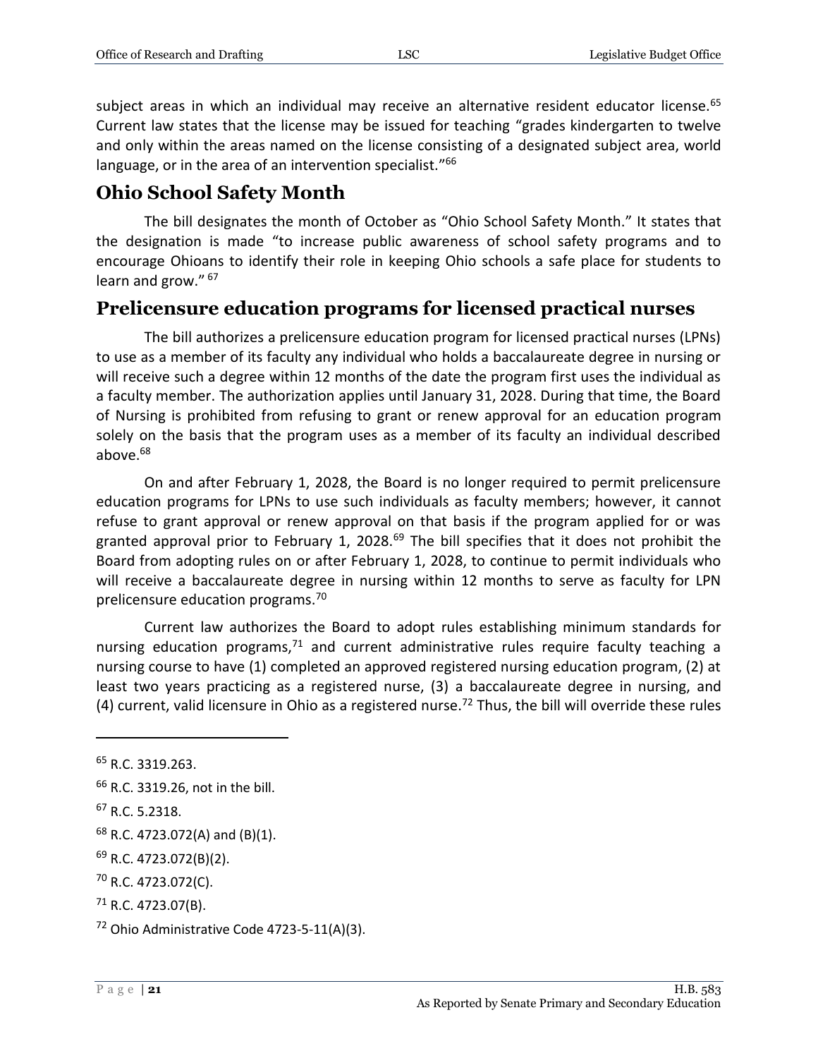subject areas in which an individual may receive an alternative resident educator license.[65] Current law states that the license may be issued for teaching "grades kindergarten to twelve and only within the areas named on the license consisting of a designated subject area, world language, or in the area of an intervention specialist."[66]

## Ohio School Safety Month

The bill designates the month of October as "Ohio School Safety Month." It states that the designation is made "to increase public awareness of school safety programs and to encourage Ohioans to identify their role in keeping Ohio schools a safe place for students to learn and grow." [67]

## Prelicensure education programs for licensed practical nurses

The bill authorizes a prelicensure education program for licensed practical nurses (LPNs) to use as a member of its faculty any individual who holds a baccalaureate degree in nursing or will receive such a degree within 12 months of the date the program first uses the individual as a faculty member. The authorization applies until January 31, 2028. During that time, the Board of Nursing is prohibited from refusing to grant or renew approval for an education program solely on the basis that the program uses as a member of its faculty an individual described above.[68]

On and after February 1, 2028, the Board is no longer required to permit prelicensure education programs for LPNs to use such individuals as faculty members; however, it cannot refuse to grant approval or renew approval on that basis if the program applied for or was granted approval prior to February 1, 2028.[69] The bill specifies that it does not prohibit the Board from adopting rules on or after February 1, 2028, to continue to permit individuals who will receive a baccalaureate degree in nursing within 12 months to serve as faculty for LPN prelicensure education programs.[70]

Current law authorizes the Board to adopt rules establishing minimum standards for nursing education programs,[71] and current administrative rules require faculty teaching a nursing course to have (1) completed an approved registered nursing education program, (2) at least two years practicing as a registered nurse, (3) a baccalaureate degree in nursing, and (4) current, valid licensure in Ohio as a registered nurse.[72] Thus, the bill will override these rules

---

[65] R.C. 3319.263.

[66] R.C. 3319.26, not in the bill.

[67] R.C. 5.2318.

[68] R.C. 4723.072(A) and (B)(1).

[69] R.C. 4723.072(B)(2).

[70] R.C. 4723.072(C).

[71] R.C. 4723.07(B).

[72] Ohio Administrative Code 4723-5-11(A)(3).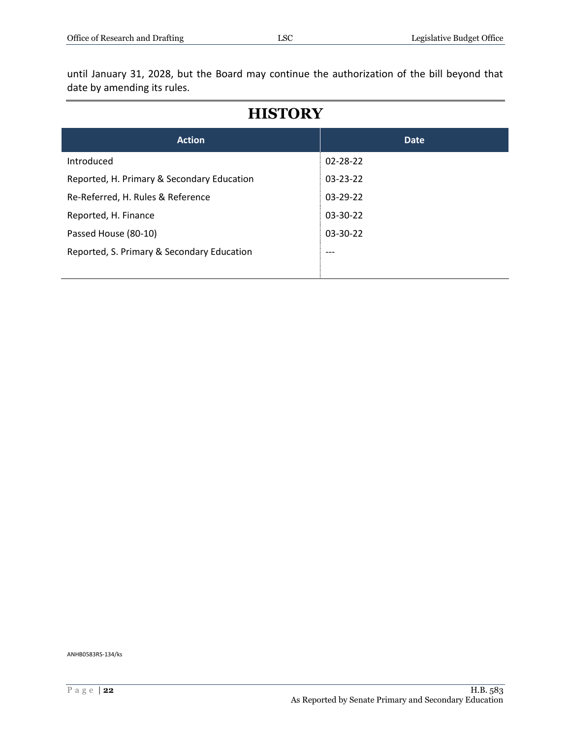until January 31, 2028, but the Board may continue the authorization of the bill beyond that date by amending its rules.

# HISTORY

| Action | Date |
|---|---|
| Introduced | 02-28-22 |
| Reported, H. Primary & Secondary Education | 03-23-22 |
| Re-Referred, H. Rules & Reference | 03-29-22 |
| Reported, H. Finance | 03-30-22 |
| Passed House (80-10) | 03-30-22 |
| Reported, S. Primary & Secondary Education | --- |

ANHB0583RS-134/ks